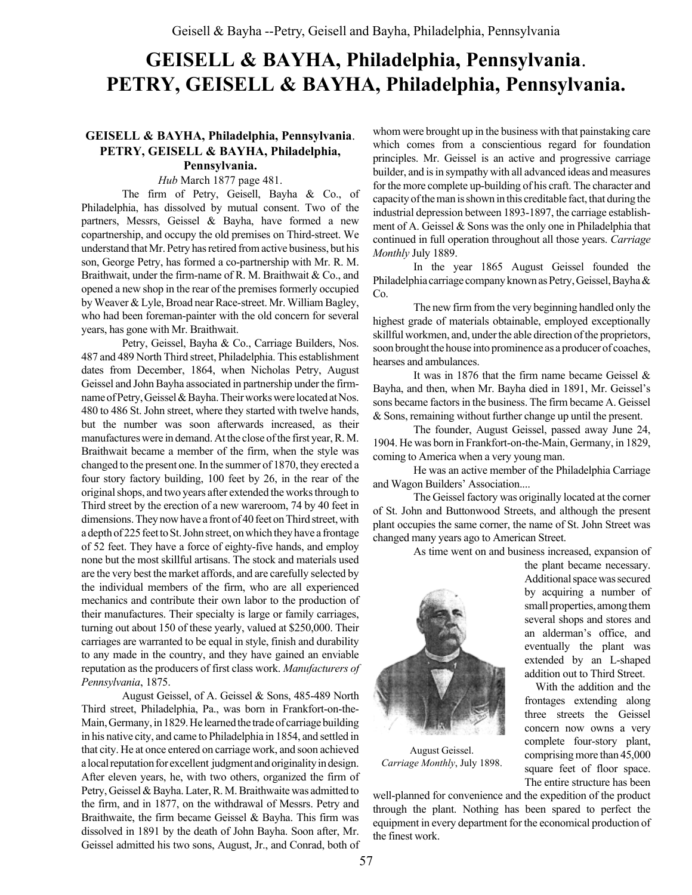# GEISELL & BAYHA, Philadelphia, Pennsylvania. PETRY, GEISELL & BAYHA, Philadelphia, Pennsylvania.

### GEISELL & BAYHA, Philadelphia, Pennsylvania. PETRY, GEISELL & BAYHA, Philadelphia, Pennsylvania.

*Hub* March 1877 page 481.

The firm of Petry, Geisell, Bayha & Co., of Philadelphia, has dissolved by mutual consent. Two of the partners, Messrs, Geissel & Bayha, have formed a new copartnership, and occupy the old premises on Third-street. We understand that Mr. Petry has retired from active business, but his son, George Petry, has formed a co-partnership with Mr. R. M. Braithwait, under the firm-name of R. M. Braithwait & Co., and opened a new shop in the rear of the premises formerly occupied by Weaver & Lyle, Broad near Race-street. Mr. William Bagley, who had been foreman-painter with the old concern for several years, has gone with Mr. Braithwait.

Petry, Geissel, Bayha & Co., Carriage Builders, Nos. 487 and 489 North Third street, Philadelphia. This establishment dates from December, 1864, when Nicholas Petry, August Geissel and John Bayha associated in partnership under the firm-name of Petry, Geissel & Bayha. Their works were located at Nos. 480 to 486 St. John street, where they started with twelve hands, but the number was soon afterwards increased, as their manufactures were in demand. At the close of the first year, R. M. Braithwait became a member of the firm, when the style was changed to the present one. In the summer of 1870, they erected a four story factory building, 100 feet by 26, in the rear of the original shops, and two years after extended the works through to Third street by the erection of a new wareroom, 74 by 40 feet in dimensions. They now have a front of 40 feet on Third street, with a depth of 225 feet to St. John street, on which they have a frontage of 52 feet. They have a force of eighty-five hands, and employ none but the most skillful artisans. The stock and materials used are the very best the market affords, and are carefully selected by the individual members of the firm, who are all experienced mechanics and contribute their own labor to the production of their manufactures. Their specialty is large or family carriages, turning out about 150 of these yearly, valued at $250,000. Their carriages are warranted to be equal in style, finish and durability to any made in the country, and they have gained an enviable reputation as the producers of first class work. *Manufacturers of Pennsylvania*, 1875.

August Geissel, of A. Geissel & Sons, 485-489 North Third street, Philadelphia, Pa., was born in Frankfort-on-the-Main, Germany, in 1829. He learned the trade of carriage building in his native city, and came to Philadelphia in 1854, and settled in that city. He at once entered on carriage work, and soon achieved a local reputation for excellent judgment and originality in design. After eleven years, he, with two others, organized the firm of Petry, Geissel & Bayha. Later, R. M. Braithwaite was admitted to the firm, and in 1877, on the withdrawal of Messrs. Petry and Braithwaite, the firm became Geissel & Bayha. This firm was dissolved in 1891 by the death of John Bayha. Soon after, Mr. Geissel admitted his two sons, August, Jr., and Conrad, both of whom were brought up in the business with that painstaking care which comes from a conscientious regard for foundation principles. Mr. Geissel is an active and progressive carriage builder, and is in sympathy with all advanced ideas and measures for the more complete up-building of his craft. The character and capacity of the man is shown in this creditable fact, that during the industrial depression between 1893-1897, the carriage establishment of A. Geissel & Sons was the only one in Philadelphia that continued in full operation throughout all those years. *Carriage Monthly* July 1889.

In the year 1865 August Geissel founded the Philadelphia carriage company known as Petry, Geissel, Bayha & Co.

The new firm from the very beginning handled only the highest grade of materials obtainable, employed exceptionally skillful workmen, and, under the able direction of the proprietors, soon brought the house into prominence as a producer of coaches, hearses and ambulances.

It was in 1876 that the firm name became Geissel & Bayha, and then, when Mr. Bayha died in 1891, Mr. Geissel's sons became factors in the business. The firm became A. Geissel & Sons, remaining without further change up until the present.

The founder, August Geissel, passed away June 24, 1904. He was born in Frankfort-on-the-Main, Germany, in 1829, coming to America when a very young man.

He was an active member of the Philadelphia Carriage and Wagon Builders' Association....

The Geissel factory was originally located at the corner of St. John and Buttonwood Streets, and although the present plant occupies the same corner, the name of St. John Street was changed many years ago to American Street.

As time went on and business increased, expansion of the plant became necessary. Additional space was secured by acquiring a number of small properties, among them several shops and stores and an alderman's office, and eventually the plant was extended by an L-shaped addition out to Third Street.

August Geissel. *Carriage Monthly*, July 1898.

With the addition and the frontages extending along three streets the Geissel concern now owns a very complete four-story plant, comprising more than 45,000 square feet of floor space. The entire structure has been well-planned for convenience and the expedition of the product through the plant. Nothing has been spared to perfect the equipment in every department for the economical production of the finest work.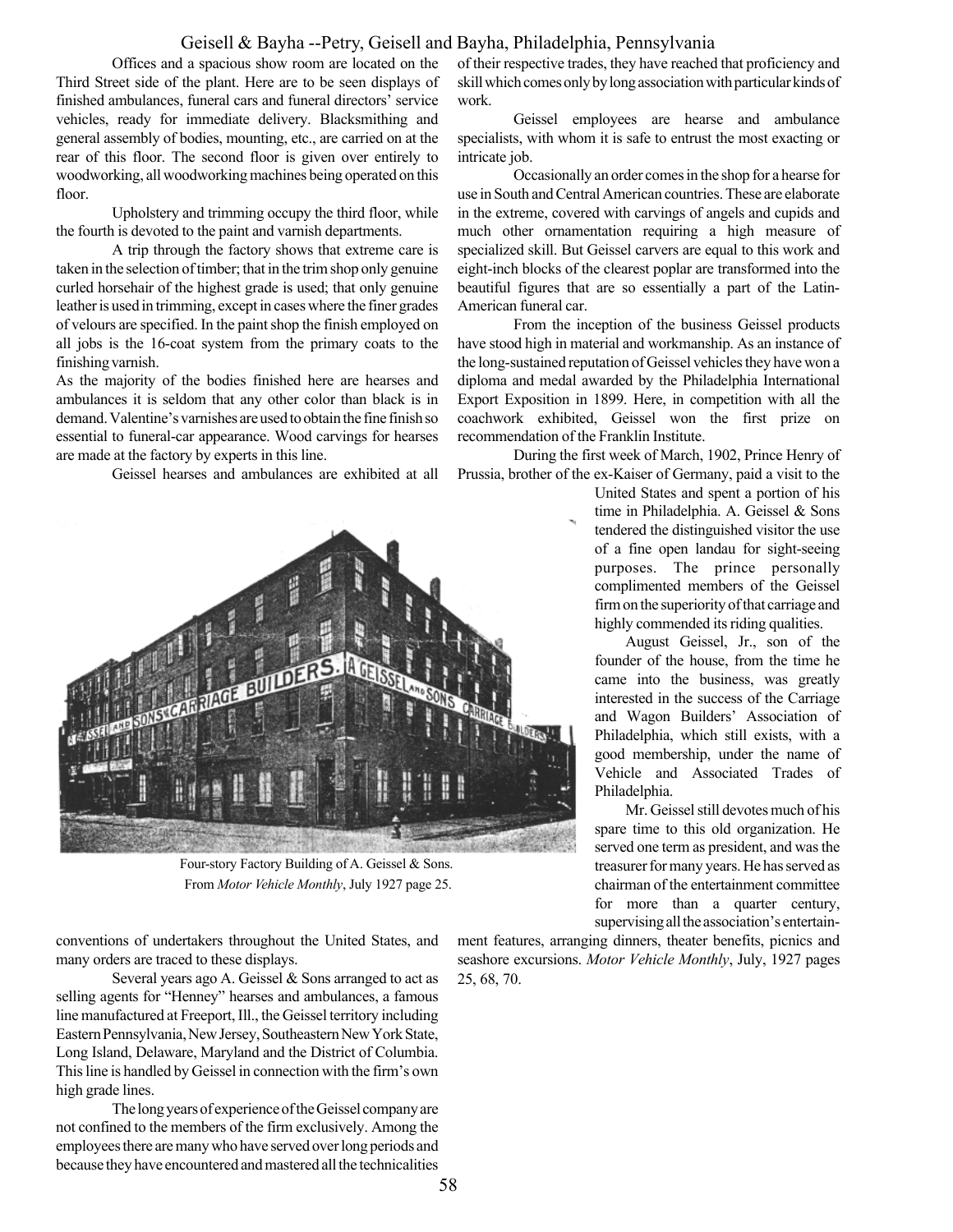Offices and a spacious show room are located on the Third Street side of the plant. Here are to be seen displays of finished ambulances, funeral cars and funeral directors' service vehicles, ready for immediate delivery. Blacksmithing and general assembly of bodies, mounting, etc., are carried on at the rear of this floor. The second floor is given over entirely to woodworking, all woodworking machines being operated on this floor.

Upholstery and trimming occupy the third floor, while the fourth is devoted to the paint and varnish departments.

A trip through the factory shows that extreme care is taken in the selection of timber; that in the trim shop only genuine curled horsehair of the highest grade is used; that only genuine leather is used in trimming, except in cases where the finer grades of velours are specified. In the paint shop the finish employed on all jobs is the 16-coat system from the primary coats to the finishing varnish.

As the majority of the bodies finished here are hearses and ambulances it is seldom that any other color than black is in demand. Valentine's varnishes are used to obtain the fine finish so essential to funeral-car appearance. Wood carvings for hearses are made at the factory by experts in this line.

Geissel hearses and ambulances are exhibited at all conventions of undertakers throughout the United States, and many orders are traced to these displays.

Four-story Factory Building of A. Geissel & Sons. From *Motor Vehicle Monthly*, July 1927 page 25.

Several years ago A. Geissel & Sons arranged to act as selling agents for "Henney" hearses and ambulances, a famous line manufactured at Freeport, Ill., the Geissel territory including Eastern Pennsylvania, New Jersey, Southeastern New York State, Long Island, Delaware, Maryland and the District of Columbia. This line is handled by Geissel in connection with the firm's own high grade lines.

The long years of experience of the Geissel company are not confined to the members of the firm exclusively. Among the employees there are many who have served over long periods and because they have encountered and mastered all the technicalities of their respective trades, they have reached that proficiency and skill which comes only by long association with particular kinds of work.

Geissel employees are hearse and ambulance specialists, with whom it is safe to entrust the most exacting or intricate job.

Occasionally an order comes in the shop for a hearse for use in South and Central American countries. These are elaborate in the extreme, covered with carvings of angels and cupids and much other ornamentation requiring a high measure of specialized skill. But Geissel carvers are equal to this work and eight-inch blocks of the clearest poplar are transformed into the beautiful figures that are so essentially a part of the Latin-American funeral car.

From the inception of the business Geissel products have stood high in material and workmanship. As an instance of the long-sustained reputation of Geissel vehicles they have won a diploma and medal awarded by the Philadelphia International Export Exposition in 1899. Here, in competition with all the coachwork exhibited, Geissel won the first prize on recommendation of the Franklin Institute.

During the first week of March, 1902, Prince Henry of Prussia, brother of the ex-Kaiser of Germany, paid a visit to the United States and spent a portion of his time in Philadelphia. A. Geissel & Sons tendered the distinguished visitor the use of a fine open landau for sight-seeing purposes. The prince personally complimented members of the Geissel firm on the superiority of that carriage and highly commended its riding qualities.

August Geissel, Jr., son of the founder of the house, from the time he came into the business, was greatly interested in the success of the Carriage and Wagon Builders' Association of Philadelphia, which still exists, with a good membership, under the name of Vehicle and Associated Trades of Philadelphia.

Mr. Geissel still devotes much of his spare time to this old organization. He served one term as president, and was the treasurer for many years. He has served as chairman of the entertainment committee for more than a quarter century, supervising all the association's entertainment features, arranging dinners, theater benefits, picnics and seashore excursions. *Motor Vehicle Monthly*, July, 1927 pages 25, 68, 70.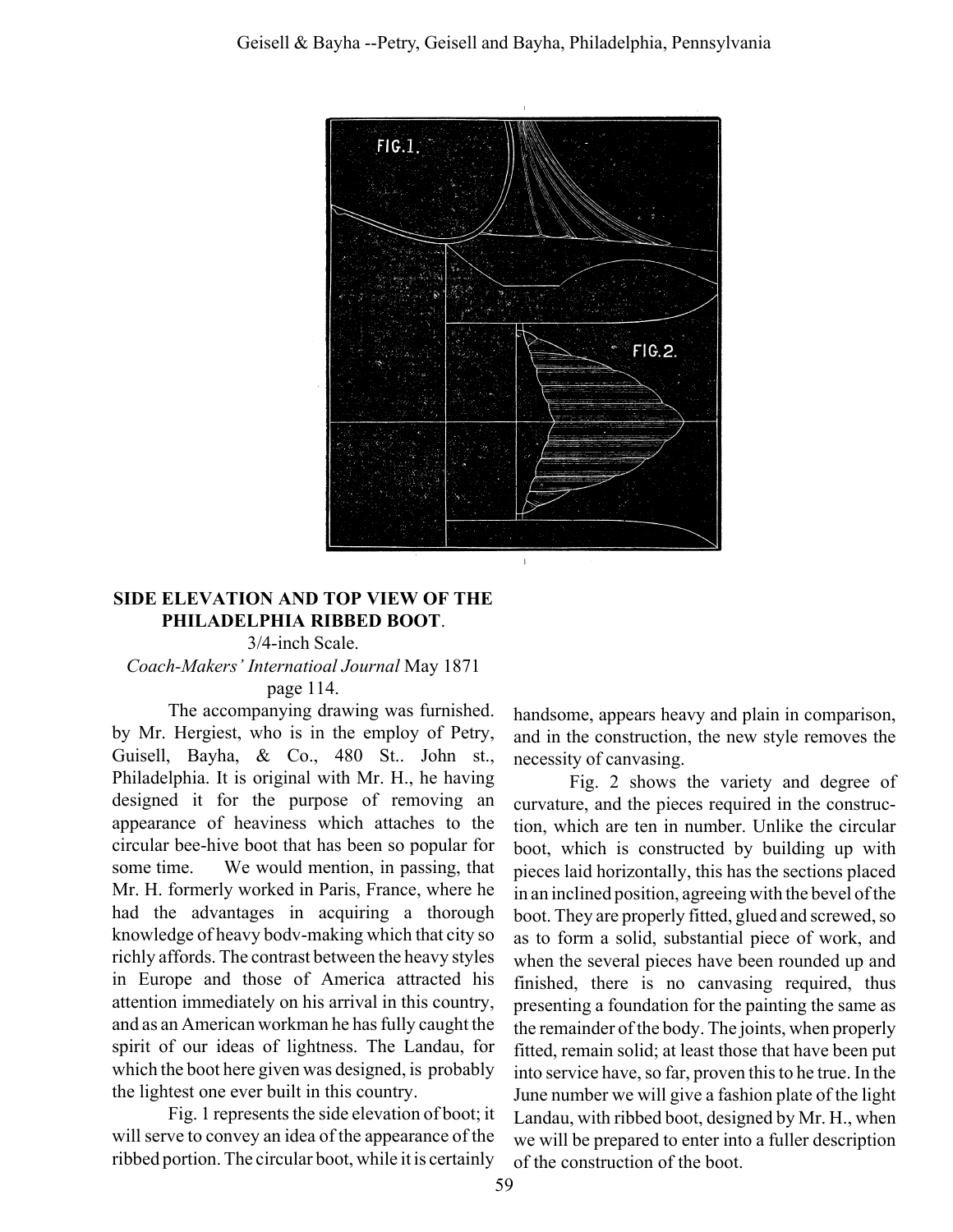**SIDE ELEVATION AND TOP VIEW OF THE PHILADELPHIA RIBBED BOOT**.

3/4-inch Scale.

*Coach-Makers' Internatioal Journal* May 1871 page 114.

The accompanying drawing was furnished. by Mr. Hergiest, who is in the employ of Petry, Guisell, Bayha, & Co., 480 St.. John st., Philadelphia. It is original with Mr. H., he having designed it for the purpose of removing an appearance of heaviness which attaches to the circular bee-hive boot that has been so popular for some time. We would mention, in passing, that Mr. H. formerly worked in Paris, France, where he had the advantages in acquiring a thorough knowledge of heavy bodv-making which that city so richly affords. The contrast between the heavy styles in Europe and those of America attracted his attention immediately on his arrival in this country, and as an American workman he has fully caught the spirit of our ideas of lightness. The Landau, for which the boot here given was designed, is probably the lightest one ever built in this country.

Fig. 1 represents the side elevation of boot; it will serve to convey an idea of the appearance of the ribbed portion. The circular boot, while it is certainly handsome, appears heavy and plain in comparison, and in the construction, the new style removes the necessity of canvasing.

Fig. 2 shows the variety and degree of curvature, and the pieces required in the construction, which are ten in number. Unlike the circular boot, which is constructed by building up with pieces laid horizontally, this has the sections placed in an inclined position, agreeing with the bevel of the boot. They are properly fitted, glued and screwed, so as to form a solid, substantial piece of work, and when the several pieces have been rounded up and finished, there is no canvasing required, thus presenting a foundation for the painting the same as the remainder of the body. The joints, when properly fitted, remain solid; at least those that have been put into service have, so far, proven this to he true. In the June number we will give a fashion plate of the light Landau, with ribbed boot, designed by Mr. H., when we will be prepared to enter into a fuller description of the construction of the boot.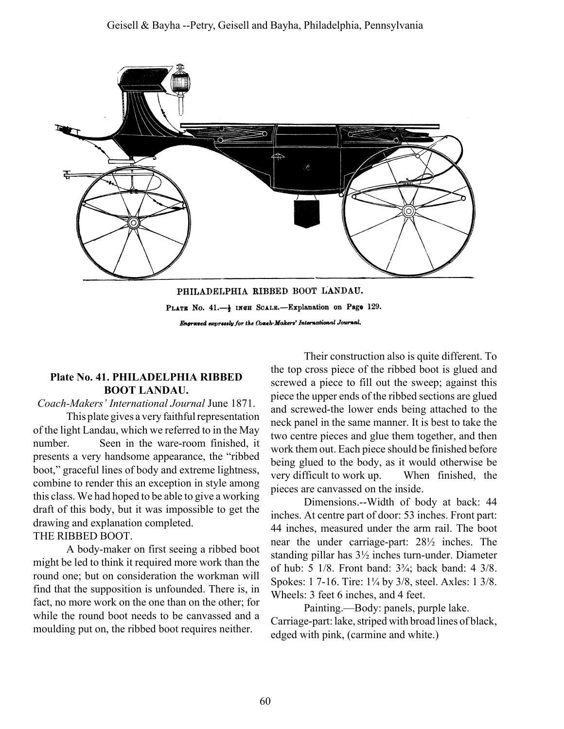PHILADELPHIA RIBBED BOOT LANDAU.

PLATE No. 41.—½ INCH SCALE.—Explanation on Page 129.

*Engraved expressly for the Coach-Makers' International Journal.*

### Plate No. 41. PHILADELPHIA RIBBED BOOT LANDAU.

*Coach-Makers' International Journal* June 1871.

This plate gives a very faithful representation of the light Landau, which we referred to in the May number. Seen in the ware-room finished, it presents a very handsome appearance, the "ribbed boot," graceful lines of body and extreme lightness, combine to render this an exception in style among this class. We had hoped to be able to give a working draft of this body, but it was impossible to get the drawing and explanation completed.

THE RIBBED BOOT.

A body-maker on first seeing a ribbed boot might be led to think it required more work than the round one; but on consideration the workman will find that the supposition is unfounded. There is, in fact, no more work on the one than on the other; for while the round boot needs to be canvassed and a moulding put on, the ribbed boot requires neither.

Their construction also is quite different. To the top cross piece of the ribbed boot is glued and screwed a piece to fill out the sweep; against this piece the upper ends of the ribbed sections are glued and screwed-the lower ends being attached to the neck panel in the same manner. It is best to take the two centre pieces and glue them together, and then work them out. Each piece should be finished before being glued to the body, as it would otherwise be very difficult to work up. When finished, the pieces are canvassed on the inside.

Dimensions.--Width of body at back: 44 inches. At centre part of door: 53 inches. Front part: 44 inches, measured under the arm rail. The boot near the under carriage-part: 28½ inches. The standing pillar has 3½ inches turn-under. Diameter of hub: 5 1/8. Front band: 3¾; back band: 4 3/8. Spokes: 1 7-16. Tire: 1¼ by 3/8, steel. Axles: 1 3/8. Wheels: 3 feet 6 inches, and 4 feet.

Painting.—Body: panels, purple lake. Carriage-part: lake, striped with broad lines of black, edged with pink, (carmine and white.)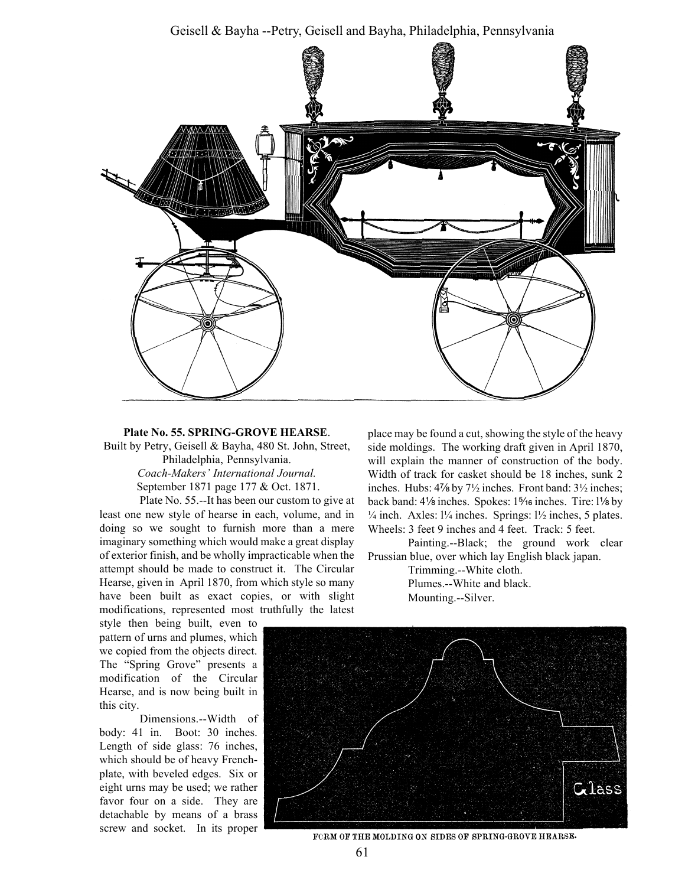**Plate No. 55. SPRING-GROVE HEARSE**.
Built by Petry, Geisell & Bayha, 480 St. John, Street, Philadelphia, Pennsylvania.
*Coach-Makers' International Journal.*
September 1871 page 177 & Oct. 1871.

Plate No. 55.--It has been our custom to give at least one new style of hearse in each, volume, and in doing so we sought to furnish more than a mere imaginary something which would make a great display of exterior finish, and be wholly impracticable when the attempt should be made to construct it. The Circular Hearse, given in April 1870, from which style so many have been built as exact copies, or with slight modifications, represented most truthfully the latest style then being built, even to pattern of urns and plumes, which we copied from the objects direct. The "Spring Grove" presents a modification of the Circular Hearse, and is now being built in this city.

Dimensions.--Width of body: 41 in. Boot: 30 inches. Length of side glass: 76 inches, which should be of heavy French-plate, with beveled edges. Six or eight urns may be used; we rather favor four on a side. They are detachable by means of a brass screw and socket. In its proper place may be found a cut, showing the style of the heavy side moldings. The working draft given in April 1870, will explain the manner of construction of the body. Width of track for casket should be 18 inches, sunk 2 inches. Hubs: 4⅞ by 7½ inches. Front band: 3½ inches; back band: 4⅛ inches. Spokes: 1⁵⁄₁₆ inches. Tire: 1⅛ by ¼ inch. Axles: 1¼ inches. Springs: 1½ inches, 5 plates. Wheels: 3 feet 9 inches and 4 feet. Track: 5 feet.

Painting.--Black; the ground work clear Prussian blue, over which lay English black japan.

Trimming.--White cloth.

Plumes.--White and black.

Mounting.--Silver.

Glass

FORM OF THE MOLDING ON SIDES OF SPRING-GROVE HEARSE.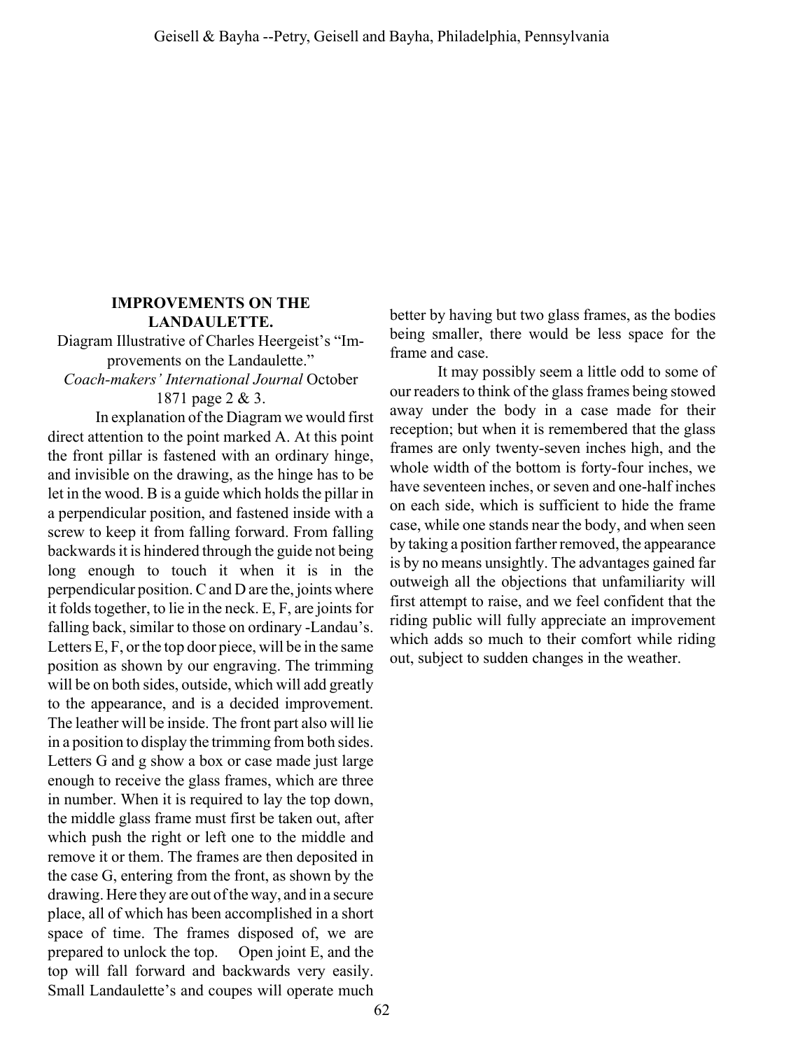## IMPROVEMENTS ON THE LANDAULETTE.

Diagram Illustrative of Charles Heergeist's "Improvements on the Landaulette."
*Coach-makers' International Journal* October 1871 page 2 & 3.

In explanation of the Diagram we would first direct attention to the point marked A. At this point the front pillar is fastened with an ordinary hinge, and invisible on the drawing, as the hinge has to be let in the wood. B is a guide which holds the pillar in a perpendicular position, and fastened inside with a screw to keep it from falling forward. From falling backwards it is hindered through the guide not being long enough to touch it when it is in the perpendicular position. C and D are the, joints where it folds together, to lie in the neck. E, F, are joints for falling back, similar to those on ordinary -Landau's. Letters E, F, or the top door piece, will be in the same position as shown by our engraving. The trimming will be on both sides, outside, which will add greatly to the appearance, and is a decided improvement. The leather will be inside. The front part also will lie in a position to display the trimming from both sides. Letters G and g show a box or case made just large enough to receive the glass frames, which are three in number. When it is required to lay the top down, the middle glass frame must first be taken out, after which push the right or left one to the middle and remove it or them. The frames are then deposited in the case G, entering from the front, as shown by the drawing. Here they are out of the way, and in a secure place, all of which has been accomplished in a short space of time. The frames disposed of, we are prepared to unlock the top. Open joint E, and the top will fall forward and backwards very easily. Small Landaulette's and coupes will operate much better by having but two glass frames, as the bodies being smaller, there would be less space for the frame and case.

It may possibly seem a little odd to some of our readers to think of the glass frames being stowed away under the body in a case made for their reception; but when it is remembered that the glass frames are only twenty-seven inches high, and the whole width of the bottom is forty-four inches, we have seventeen inches, or seven and one-half inches on each side, which is sufficient to hide the frame case, while one stands near the body, and when seen by taking a position farther removed, the appearance is by no means unsightly. The advantages gained far outweigh all the objections that unfamiliarity will first attempt to raise, and we feel confident that the riding public will fully appreciate an improvement which adds so much to their comfort while riding out, subject to sudden changes in the weather.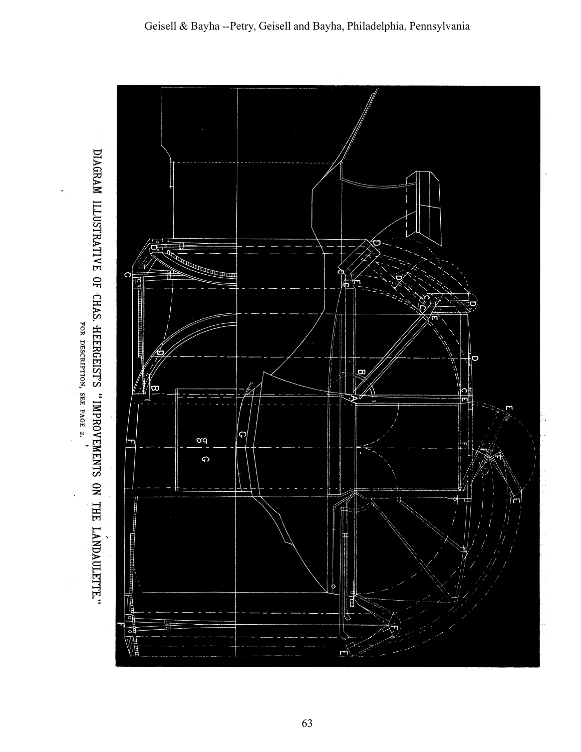DIAGRAM ILLUSTRATIVE OF CHAS. HEERGEIST'S "IMPROVEMENTS ON THE LANDAULETTE."

FOR DESCRIPTION, SEE PAGE 2.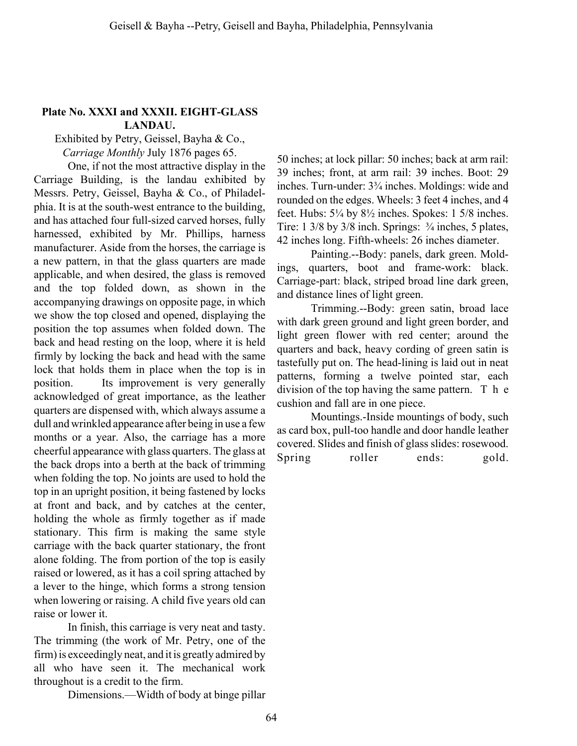**Plate No. XXXI and XXXII. EIGHT-GLASS LANDAU.**

Exhibited by Petry, Geissel, Bayha & Co., *Carriage Monthly* July 1876 pages 65.

One, if not the most attractive display in the Carriage Building, is the landau exhibited by Messrs. Petry, Geissel, Bayha & Co., of Philadelphia. It is at the south-west entrance to the building, and has attached four full-sized carved horses, fully harnessed, exhibited by Mr. Phillips, harness manufacturer. Aside from the horses, the carriage is a new pattern, in that the glass quarters are made applicable, and when desired, the glass is removed and the top folded down, as shown in the accompanying drawings on opposite page, in which we show the top closed and opened, displaying the position the top assumes when folded down. The back and head resting on the loop, where it is held firmly by locking the back and head with the same lock that holds them in place when the top is in position. Its improvement is very generally acknowledged of great importance, as the leather quarters are dispensed with, which always assume a dull and wrinkled appearance after being in use a few months or a year. Also, the carriage has a more cheerful appearance with glass quarters. The glass at the back drops into a berth at the back of trimming when folding the top. No joints are used to hold the top in an upright position, it being fastened by locks at front and back, and by catches at the center, holding the whole as firmly together as if made stationary. This firm is making the same style carriage with the back quarter stationary, the front alone folding. The from portion of the top is easily raised or lowered, as it has a coil spring attached by a lever to the hinge, which forms a strong tension when lowering or raising. A child five years old can raise or lower it.

In finish, this carriage is very neat and tasty. The trimming (the work of Mr. Petry, one of the firm) is exceedingly neat, and it is greatly admired by all who have seen it. The mechanical work throughout is a credit to the firm.

Dimensions.—Width of body at binge pillar 50 inches; at lock pillar: 50 inches; back at arm rail: 39 inches; front, at arm rail: 39 inches. Boot: 29 inches. Turn-under: 3¾ inches. Moldings: wide and rounded on the edges. Wheels: 3 feet 4 inches, and 4 feet. Hubs: 5¼ by 8½ inches. Spokes: 1 5/8 inches. Tire: 1 3/8 by 3/8 inch. Springs: ¾ inches, 5 plates, 42 inches long. Fifth-wheels: 26 inches diameter.

Painting.--Body: panels, dark green. Moldings, quarters, boot and frame-work: black. Carriage-part: black, striped broad line dark green, and distance lines of light green.

Trimming.--Body: green satin, broad lace with dark green ground and light green border, and light green flower with red center; around the quarters and back, heavy cording of green satin is tastefully put on. The head-lining is laid out in neat patterns, forming a twelve pointed star, each division of the top having the same pattern. The cushion and fall are in one piece.

Mountings.-Inside mountings of body, such as card box, pull-too handle and door handle leather covered. Slides and finish of glass slides: rosewood. Spring roller ends: gold.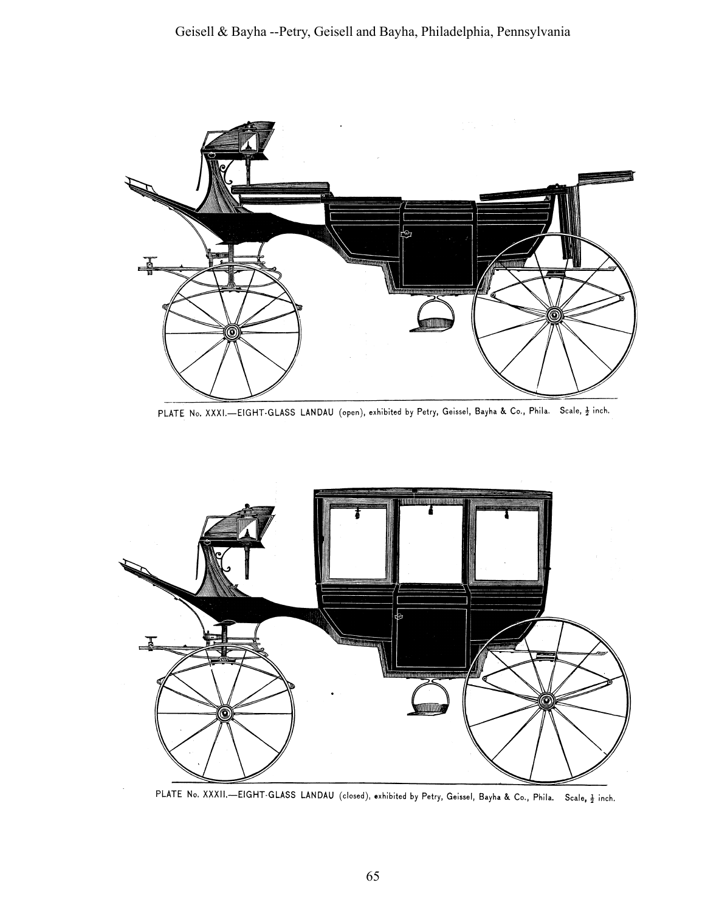PLATE No. XXXI.—EIGHT-GLASS LANDAU (open), exhibited by Petry, Geissel, Bayha & Co., Phila. Scale, ½ inch.

PLATE No. XXXII.—EIGHT-GLASS LANDAU (closed), exhibited by Petry, Geissel, Bayha & Co., Phila. Scale, ½ inch.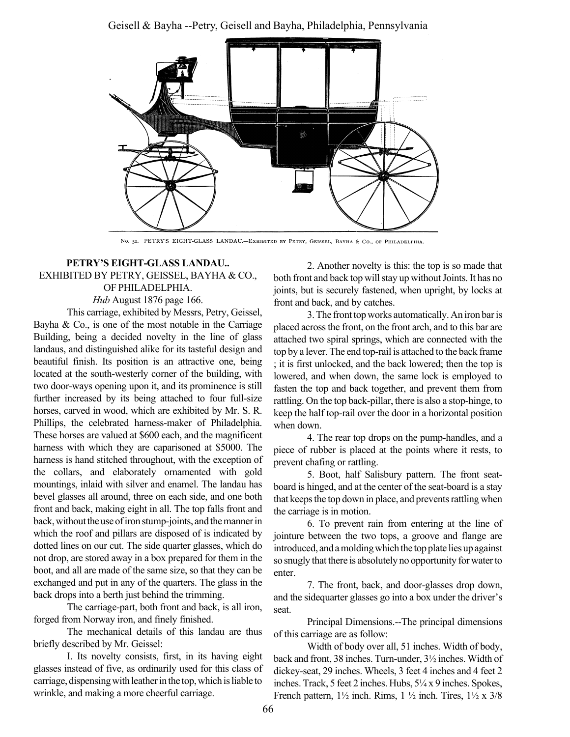Geisell & Bayha --Petry, Geisell and Bayha, Philadelphia, Pennsylvania

No. 51. PETRY'S EIGHT-GLASS LANDAU.—EXHIBITED BY PETRY, GEISSEL, BAYHA & CO., OF PHILADELPHIA.

**PETRY'S EIGHT-GLASS LANDAU..**

EXHIBITED BY PETRY, GEISSEL, BAYHA & CO., OF PHILADELPHIA.

*Hub* August 1876 page 166.

This carriage, exhibited by Messrs, Petry, Geissel, Bayha & Co., is one of the most notable in the Carriage Building, being a decided novelty in the line of glass landaus, and distinguished alike for its tasteful design and beautiful finish. Its position is an attractive one, being located at the south-westerly corner of the building, with two door-ways opening upon it, and its prominence is still further increased by its being attached to four full-size horses, carved in wood, which are exhibited by Mr. S. R. Phillips, the celebrated harness-maker of Philadelphia. These horses are valued at $600 each, and the magnificent harness with which they are caparisoned at $5000. The harness is hand stitched throughout, with the exception of the collars, and elaborately ornamented with gold mountings, inlaid with silver and enamel. The landau has bevel glasses all around, three on each side, and one both front and back, making eight in all. The top falls front and back, without the use of iron stump-joints, and the manner in which the roof and pillars are disposed of is indicated by dotted lines on our cut. The side quarter glasses, which do not drop, are stored away in a box prepared for them in the boot, and all are made of the same size, so that they can be exchanged and put in any of the quarters. The glass in the back drops into a berth just behind the trimming.

The carriage-part, both front and back, is all iron, forged from Norway iron, and finely finished.

The mechanical details of this landau are thus briefly described by Mr. Geissel:

I. Its novelty consists, first, in its having eight glasses instead of five, as ordinarily used for this class of carriage, dispensing with leather in the top, which is liable to wrinkle, and making a more cheerful carriage.

2. Another novelty is this: the top is so made that both front and back top will stay up without Joints. It has no joints, but is securely fastened, when upright, by locks at front and back, and by catches.

3. The front top works automatically. An iron bar is placed across the front, on the front arch, and to this bar are attached two spiral springs, which are connected with the top by a lever. The end top-rail is attached to the back frame ; it is first unlocked, and the back lowered; then the top is lowered, and when down, the same lock is employed to fasten the top and back together, and prevent them from rattling. On the top back-pillar, there is also a stop-hinge, to keep the half top-rail over the door in a horizontal position when down.

4. The rear top drops on the pump-handles, and a piece of rubber is placed at the points where it rests, to prevent chafing or rattling.

5. Boot, half Salisbury pattern. The front seat-board is hinged, and at the center of the seat-board is a stay that keeps the top down in place, and prevents rattling when the carriage is in motion.

6. To prevent rain from entering at the line of jointure between the two tops, a groove and flange are introduced, and a molding which the top plate lies up against so snugly that there is absolutely no opportunity for water to enter.

7. The front, back, and door-glasses drop down, and the sidequarter glasses go into a box under the driver's seat.

Principal Dimensions.--The principal dimensions of this carriage are as follow:

Width of body over all, 51 inches. Width of body, back and front, 38 inches. Turn-under, 3½ inches. Width of dickey-seat, 29 inches. Wheels, 3 feet 4 inches and 4 feet 2 inches. Track, 5 feet 2 inches. Hubs, 5¼ x 9 inches. Spokes, French pattern, 1½ inch. Rims, 1 ½ inch. Tires, 1½ x 3/8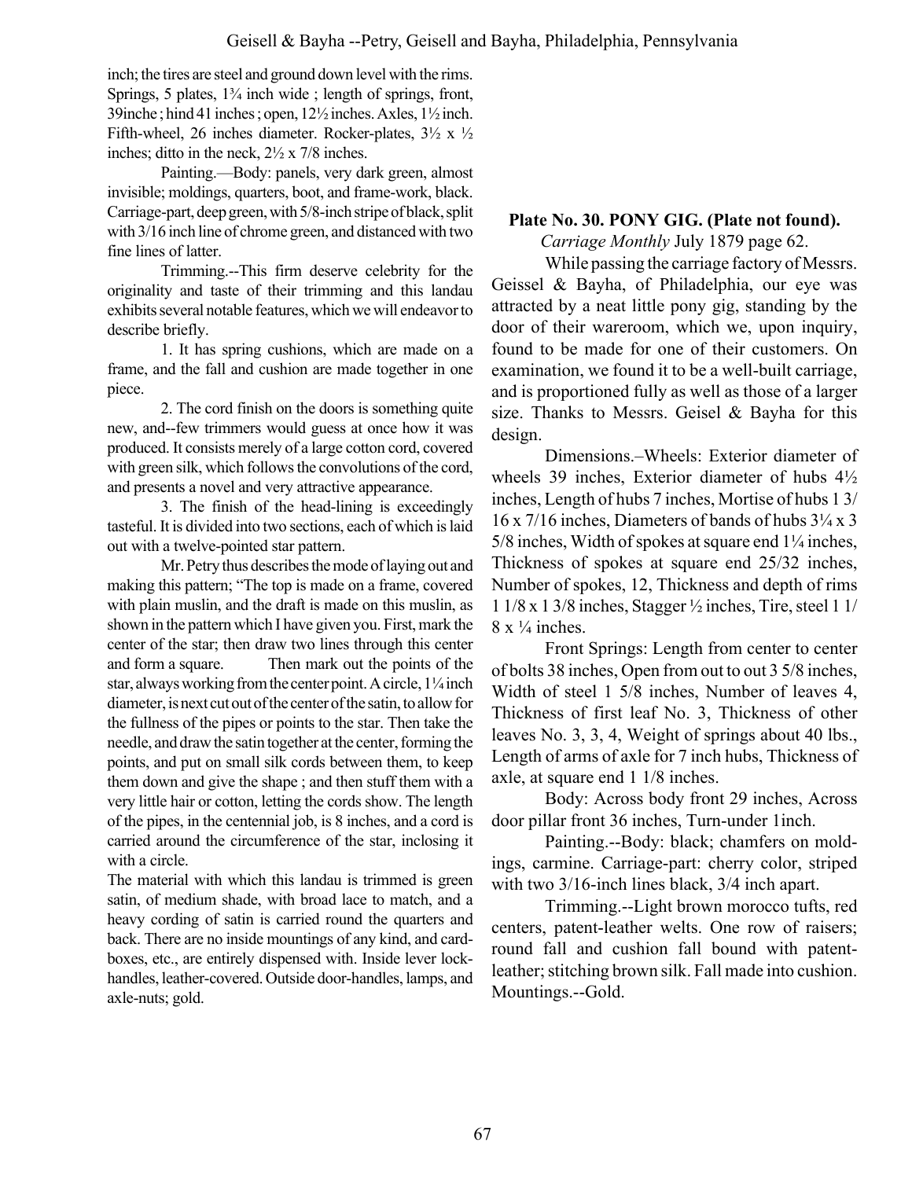inch; the tires are steel and ground down level with the rims. Springs, 5 plates, 1¾ inch wide ; length of springs, front, 39inche ; hind 41 inches ; open, 12½ inches. Axles, 1½ inch. Fifth-wheel, 26 inches diameter. Rocker-plates, 3½ x ½ inches; ditto in the neck, 2½ x 7/8 inches.

Painting.—Body: panels, very dark green, almost invisible; moldings, quarters, boot, and frame-work, black. Carriage-part, deep green, with 5/8-inch stripe of black, split with 3/16 inch line of chrome green, and distanced with two fine lines of latter.

Trimming.--This firm deserve celebrity for the originality and taste of their trimming and this landau exhibits several notable features, which we will endeavor to describe briefly.

1. It has spring cushions, which are made on a frame, and the fall and cushion are made together in one piece.

2. The cord finish on the doors is something quite new, and--few trimmers would guess at once how it was produced. It consists merely of a large cotton cord, covered with green silk, which follows the convolutions of the cord, and presents a novel and very attractive appearance.

3. The finish of the head-lining is exceedingly tasteful. It is divided into two sections, each of which is laid out with a twelve-pointed star pattern.

Mr. Petry thus describes the mode of laying out and making this pattern; "The top is made on a frame, covered with plain muslin, and the draft is made on this muslin, as shown in the pattern which I have given you. First, mark the center of the star; then draw two lines through this center and form a square. Then mark out the points of the star, always working from the center point. A circle, 1¼ inch diameter, is next cut out of the center of the satin, to allow for the fullness of the pipes or points to the star. Then take the needle, and draw the satin together at the center, forming the points, and put on small silk cords between them, to keep them down and give the shape ; and then stuff them with a very little hair or cotton, letting the cords show. The length of the pipes, in the centennial job, is 8 inches, and a cord is carried around the circumference of the star, inclosing it with a circle.

The material with which this landau is trimmed is green satin, of medium shade, with broad lace to match, and a heavy cording of satin is carried round the quarters and back. There are no inside mountings of any kind, and card-boxes, etc., are entirely dispensed with. Inside lever lock-handles, leather-covered. Outside door-handles, lamps, and axle-nuts; gold.

**Plate No. 30. PONY GIG. (Plate not found).**

*Carriage Monthly* July 1879 page 62.

While passing the carriage factory of Messrs. Geissel & Bayha, of Philadelphia, our eye was attracted by a neat little pony gig, standing by the door of their wareroom, which we, upon inquiry, found to be made for one of their customers. On examination, we found it to be a well-built carriage, and is proportioned fully as well as those of a larger size. Thanks to Messrs. Geisel & Bayha for this design.

Dimensions.–Wheels: Exterior diameter of wheels 39 inches, Exterior diameter of hubs 4½ inches, Length of hubs 7 inches, Mortise of hubs 1 3/16 x 7/16 inches, Diameters of bands of hubs 3¼ x 3 5/8 inches, Width of spokes at square end 1¼ inches, Thickness of spokes at square end 25/32 inches, Number of spokes, 12, Thickness and depth of rims 1 1/8 x 1 3/8 inches, Stagger ½ inches, Tire, steel 1 1/8 x ¼ inches.

Front Springs: Length from center to center of bolts 38 inches, Open from out to out 3 5/8 inches, Width of steel 1 5/8 inches, Number of leaves 4, Thickness of first leaf No. 3, Thickness of other leaves No. 3, 3, 4, Weight of springs about 40 lbs., Length of arms of axle for 7 inch hubs, Thickness of axle, at square end 1 1/8 inches.

Body: Across body front 29 inches, Across door pillar front 36 inches, Turn-under 1inch.

Painting.--Body: black; chamfers on moldings, carmine. Carriage-part: cherry color, striped with two 3/16-inch lines black, 3/4 inch apart.

Trimming.--Light brown morocco tufts, red centers, patent-leather welts. One row of raisers; round fall and cushion fall bound with patent-leather; stitching brown silk. Fall made into cushion. Mountings.--Gold.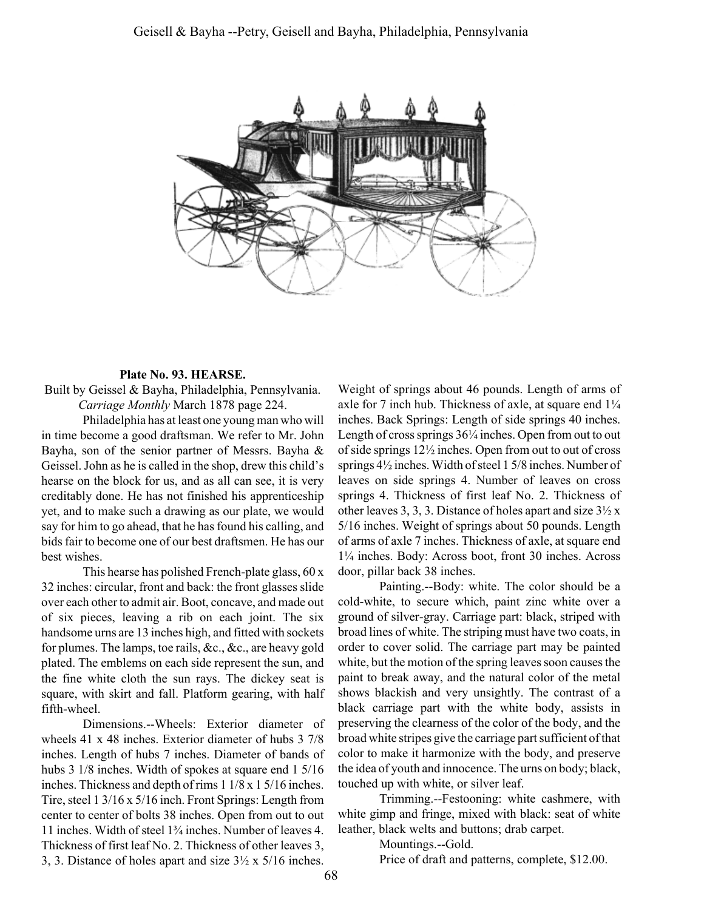**Plate No. 93. HEARSE.**

Built by Geissel & Bayha, Philadelphia, Pennsylvania.
*Carriage Monthly* March 1878 page 224.

Philadelphia has at least one young man who will in time become a good draftsman. We refer to Mr. John Bayha, son of the senior partner of Messrs. Bayha & Geissel. John as he is called in the shop, drew this child's hearse on the block for us, and as all can see, it is very creditably done. He has not finished his apprenticeship yet, and to make such a drawing as our plate, we would say for him to go ahead, that he has found his calling, and bids fair to become one of our best draftsmen. He has our best wishes.

This hearse has polished French-plate glass, 60 x 32 inches: circular, front and back: the front glasses slide over each other to admit air. Boot, concave, and made out of six pieces, leaving a rib on each joint. The six handsome urns are 13 inches high, and fitted with sockets for plumes. The lamps, toe rails, &c., &c., are heavy gold plated. The emblems on each side represent the sun, and the fine white cloth the sun rays. The dickey seat is square, with skirt and fall. Platform gearing, with half fifth-wheel.

Dimensions.--Wheels: Exterior diameter of wheels 41 x 48 inches. Exterior diameter of hubs 3 7/8 inches. Length of hubs 7 inches. Diameter of bands of hubs 3 1/8 inches. Width of spokes at square end 1 5/16 inches. Thickness and depth of rims 1 1/8 x 1 5/16 inches. Tire, steel 1 3/16 x 5/16 inch. Front Springs: Length from center to center of bolts 38 inches. Open from out to out 11 inches. Width of steel 1¾ inches. Number of leaves 4. Thickness of first leaf No. 2. Thickness of other leaves 3, 3, 3. Distance of holes apart and size 3½ x 5/16 inches. Weight of springs about 46 pounds. Length of arms of axle for 7 inch hub. Thickness of axle, at square end 1¼ inches. Back Springs: Length of side springs 40 inches. Length of cross springs 36¼ inches. Open from out to out of side springs 12½ inches. Open from out to out of cross springs 4½ inches. Width of steel 1 5/8 inches. Number of leaves on side springs 4. Number of leaves on cross springs 4. Thickness of first leaf No. 2. Thickness of other leaves 3, 3, 3. Distance of holes apart and size 3½ x 5/16 inches. Weight of springs about 50 pounds. Length of arms of axle 7 inches. Thickness of axle, at square end 1¼ inches. Body: Across boot, front 30 inches. Across door, pillar back 38 inches.

Painting.--Body: white. The color should be a cold-white, to secure which, paint zinc white over a ground of silver-gray. Carriage part: black, striped with broad lines of white. The striping must have two coats, in order to cover solid. The carriage part may be painted white, but the motion of the spring leaves soon causes the paint to break away, and the natural color of the metal shows blackish and very unsightly. The contrast of a black carriage part with the white body, assists in preserving the clearness of the color of the body, and the broad white stripes give the carriage part sufficient of that color to make it harmonize with the body, and preserve the idea of youth and innocence. The urns on body; black, touched up with white, or silver leaf.

Trimming.--Festooning: white cashmere, with white gimp and fringe, mixed with black: seat of white leather, black welts and buttons; drab carpet.

Mountings.--Gold.

Price of draft and patterns, complete, $12.00.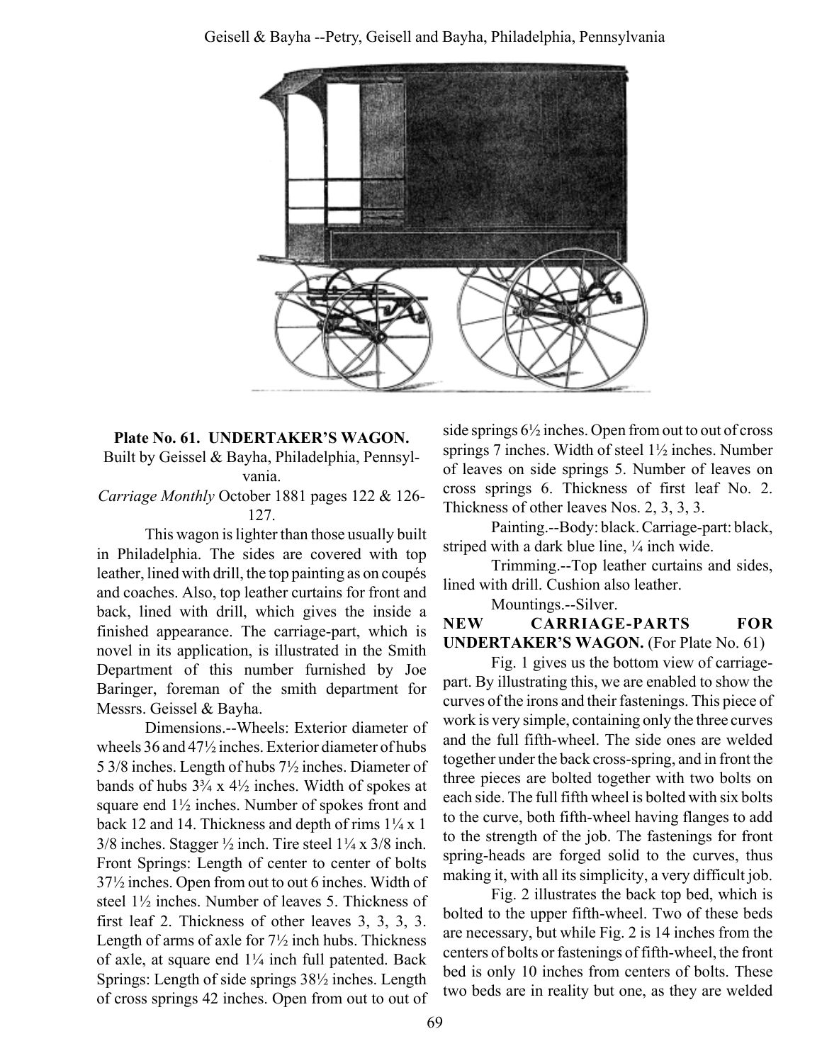**Plate No. 61. UNDERTAKER'S WAGON.**

Built by Geissel & Bayha, Philadelphia, Pennsylvania.

*Carriage Monthly* October 1881 pages 122 & 126-127.

This wagon is lighter than those usually built in Philadelphia. The sides are covered with top leather, lined with drill, the top painting as on coupés and coaches. Also, top leather curtains for front and back, lined with drill, which gives the inside a finished appearance. The carriage-part, which is novel in its application, is illustrated in the Smith Department of this number furnished by Joe Baringer, foreman of the smith department for Messrs. Geissel & Bayha.

Dimensions.--Wheels: Exterior diameter of wheels 36 and 47½ inches. Exterior diameter of hubs 5 3/8 inches. Length of hubs 7½ inches. Diameter of bands of hubs 3¾ x 4½ inches. Width of spokes at square end 1½ inches. Number of spokes front and back 12 and 14. Thickness and depth of rims 1¼ x 1 3/8 inches. Stagger ½ inch. Tire steel 1¼ x 3/8 inch. Front Springs: Length of center to center of bolts 37½ inches. Open from out to out 6 inches. Width of steel 1½ inches. Number of leaves 5. Thickness of first leaf 2. Thickness of other leaves 3, 3, 3, 3. Length of arms of axle for 7½ inch hubs. Thickness of axle, at square end 1¼ inch full patented. Back Springs: Length of side springs 38½ inches. Length of cross springs 42 inches. Open from out to out of side springs 6½ inches. Open from out to out of cross springs 7 inches. Width of steel 1½ inches. Number of leaves on side springs 5. Number of leaves on cross springs 6. Thickness of first leaf No. 2. Thickness of other leaves Nos. 2, 3, 3, 3.

Painting.--Body: black. Carriage-part: black, striped with a dark blue line, ¼ inch wide.

Trimming.--Top leather curtains and sides, lined with drill. Cushion also leather.

Mountings.--Silver.

**NEW CARRIAGE-PARTS FOR UNDERTAKER'S WAGON.** (For Plate No. 61)

Fig. 1 gives us the bottom view of carriage-part. By illustrating this, we are enabled to show the curves of the irons and their fastenings. This piece of work is very simple, containing only the three curves and the full fifth-wheel. The side ones are welded together under the back cross-spring, and in front the three pieces are bolted together with two bolts on each side. The full fifth wheel is bolted with six bolts to the curve, both fifth-wheel having flanges to add to the strength of the job. The fastenings for front spring-heads are forged solid to the curves, thus making it, with all its simplicity, a very difficult job.

Fig. 2 illustrates the back top bed, which is bolted to the upper fifth-wheel. Two of these beds are necessary, but while Fig. 2 is 14 inches from the centers of bolts or fastenings of fifth-wheel, the front bed is only 10 inches from centers of bolts. These two beds are in reality but one, as they are welded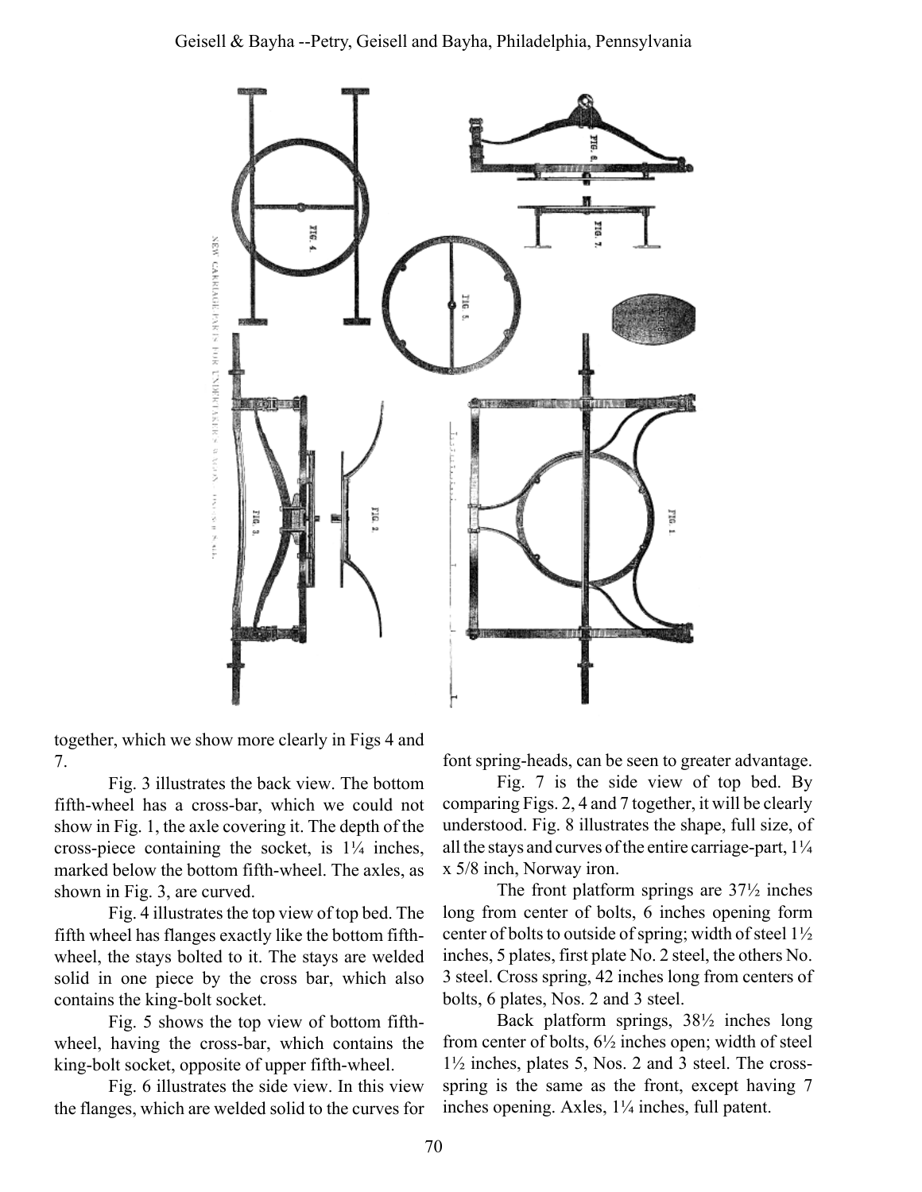together, which we show more clearly in Figs 4 and 7.

Fig. 3 illustrates the back view. The bottom fifth-wheel has a cross-bar, which we could not show in Fig. 1, the axle covering it. The depth of the cross-piece containing the socket, is 1¼ inches, marked below the bottom fifth-wheel. The axles, as shown in Fig. 3, are curved.

Fig. 4 illustrates the top view of top bed. The fifth wheel has flanges exactly like the bottom fifth-wheel, the stays bolted to it. The stays are welded solid in one piece by the cross bar, which also contains the king-bolt socket.

Fig. 5 shows the top view of bottom fifth-wheel, having the cross-bar, which contains the king-bolt socket, opposite of upper fifth-wheel.

Fig. 6 illustrates the side view. In this view the flanges, which are welded solid to the curves for font spring-heads, can be seen to greater advantage.

Fig. 7 is the side view of top bed. By comparing Figs. 2, 4 and 7 together, it will be clearly understood. Fig. 8 illustrates the shape, full size, of all the stays and curves of the entire carriage-part, 1¼ x 5/8 inch, Norway iron.

The front platform springs are 37½ inches long from center of bolts, 6 inches opening form center of bolts to outside of spring; width of steel 1½ inches, 5 plates, first plate No. 2 steel, the others No. 3 steel. Cross spring, 42 inches long from centers of bolts, 6 plates, Nos. 2 and 3 steel.

Back platform springs, 38½ inches long from center of bolts, 6½ inches open; width of steel 1½ inches, plates 5, Nos. 2 and 3 steel. The cross-spring is the same as the front, except having 7 inches opening. Axles, 1¼ inches, full patent.